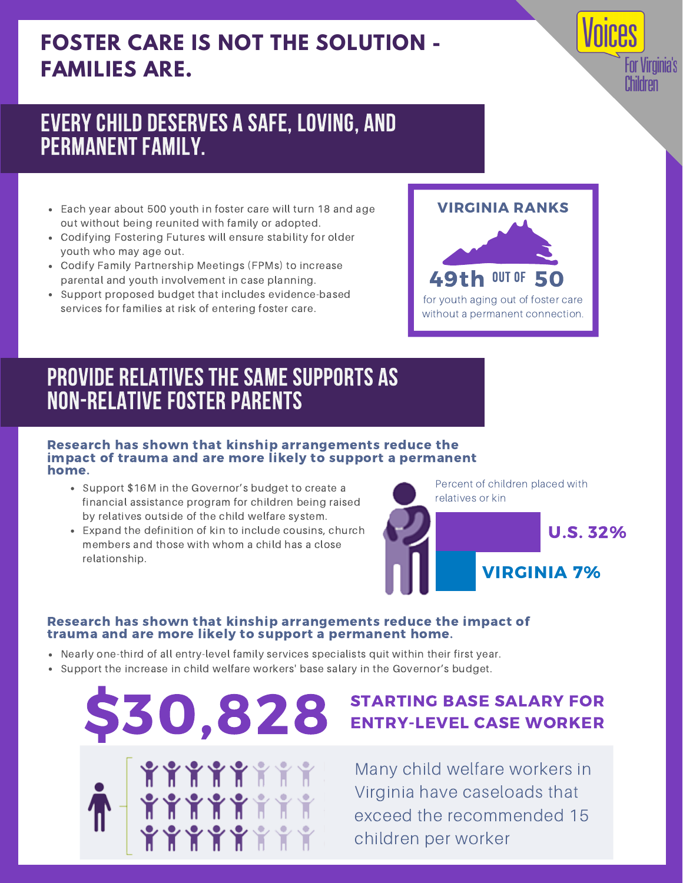# FOSTER CARE IS NOT THE SOLUTION - FAMILIES ARE.

Voices For Virginia's Children

## EVERY CHILD DESERVES A SAFE, LOVING, AND PERMANENT FAMILY.

- Each year about 500 youth in foster care will turn 18 and age out without being reunited with family or adopted.
- Codifying Fostering Futures will ensure stability for older youth who may age out.
- Codify Family Partnership Meetings (FPMs) to increase parental and youth involvement in case planning.
- Support proposed budget that includes evidence-based services for families at risk of entering foster care.

**VIRGINIA RANKS**

**49th OUT OF 50**

for youth aging out of foster care without a permanent connection.

## PROVIDE RELATIVES THE SAME SUPPORTS AS NON-RELATIVE FOSTER PARENTS

**Research has shown that kinship arrangements reduce the impact of trauma and are more likely to support a permanent home.**

- Support $16M in the Governor's budget to create a financial assistance program for children being raised by relatives outside of the child welfare system.
- Expand the definition of kin to include cousins, church members and those with whom a child has a close relationship.

Percent of children placed with relatives or kin

**U.S. 32%**

**VIRGINIA 7%**

**Research has shown that kinship arrangements reduce the impact of trauma and are more likely to support a permanent home.**

- Nearly one-third of all entry-level family services specialists quit within their first year.
- Support the increase in child welfare workers' base salary in the Governor's budget.

**$30,828** **STARTING BASE SALARY FOR ENTRY-LEVEL CASE WORKER**

Many child welfare workers in Virginia have caseloads that exceed the recommended 15 children per worker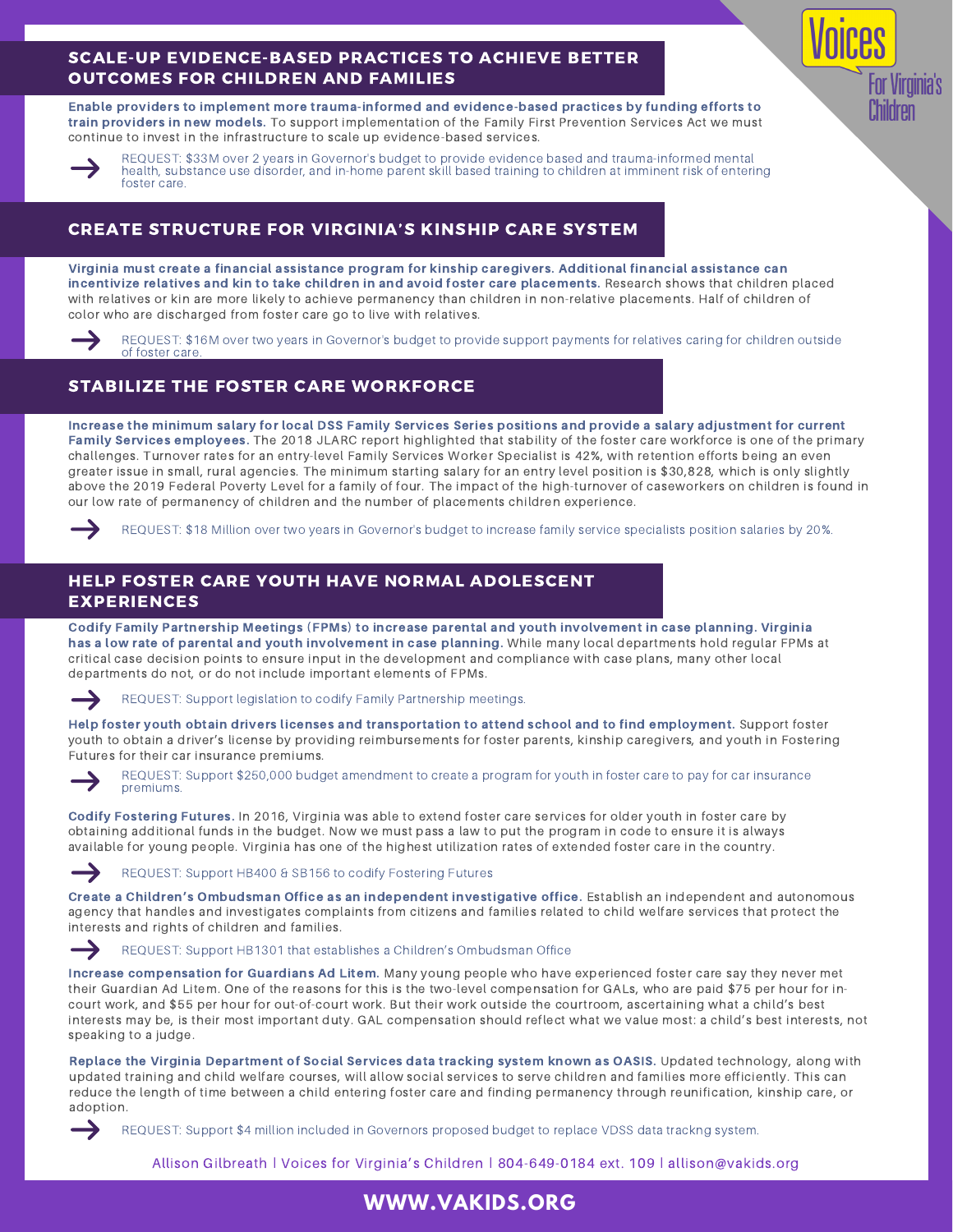## SCALE-UP EVIDENCE-BASED PRACTICES TO ACHIEVE BETTER OUTCOMES FOR CHILDREN AND FAMILIES

**Enable providers to implement more trauma-informed and evidence-based practices by funding efforts to train providers in new models.** To support implementation of the Family First Prevention Services Act we must continue to invest in the infrastructure to scale up evidence-based services.

→ REQUEST: $33M over 2 years in Governor's budget to provide evidence based and trauma-informed mental health, substance use disorder, and in-home parent skill based training to children at imminent risk of entering foster care.

## CREATE STRUCTURE FOR VIRGINIA'S KINSHIP CARE SYSTEM

**Virginia must create a financial assistance program for kinship caregivers. Additional financial assistance can incentivize relatives and kin to take children in and avoid foster care placements.** Research shows that children placed with relatives or kin are more likely to achieve permanency than children in non-relative placements. Half of children of color who are discharged from foster care go to live with relatives.

→ REQUEST: $16M over two years in Governor's budget to provide support payments for relatives caring for children outside of foster care.

## STABILIZE THE FOSTER CARE WORKFORCE

**Increase the minimum salary for local DSS Family Services Series positions and provide a salary adjustment for current Family Services employees.** The 2018 JLARC report highlighted that stability of the foster care workforce is one of the primary challenges. Turnover rates for an entry-level Family Services Worker Specialist is 42%, with retention efforts being an even greater issue in small, rural agencies. The minimum starting salary for an entry level position is $30,828, which is only slightly above the 2019 Federal Poverty Level for a family of four. The impact of the high-turnover of caseworkers on children is found in our low rate of permanency of children and the number of placements children experience.

→ REQUEST: $18 Million over two years in Governor's budget to increase family service specialists position salaries by 20%.

## HELP FOSTER CARE YOUTH HAVE NORMAL ADOLESCENT EXPERIENCES

**Codify Family Partnership Meetings (FPMs) to increase parental and youth involvement in case planning. Virginia has a low rate of parental and youth involvement in case planning.** While many local departments hold regular FPMs at critical case decision points to ensure input in the development and compliance with case plans, many other local departments do not, or do not include important elements of FPMs.

→ REQUEST: Support legislation to codify Family Partnership meetings.

**Help foster youth obtain drivers licenses and transportation to attend school and to find employment.** Support foster youth to obtain a driver's license by providing reimbursements for foster parents, kinship caregivers, and youth in Fostering Futures for their car insurance premiums.

→ REQUEST: Support $250,000 budget amendment to create a program for youth in foster care to pay for car insurance premiums.

**Codify Fostering Futures.** In 2016, Virginia was able to extend foster care services for older youth in foster care by obtaining additional funds in the budget. Now we must pass a law to put the program in code to ensure it is always available for young people. Virginia has one of the highest utilization rates of extended foster care in the country.

→ REQUEST: Support HB400 & SB156 to codify Fostering Futures

**Create a Children's Ombudsman Office as an independent investigative office.** Establish an independent and autonomous agency that handles and investigates complaints from citizens and families related to child welfare services that protect the interests and rights of children and families.

→ REQUEST: Support HB1301 that establishes a Children's Ombudsman Office

**Increase compensation for Guardians Ad Litem.** Many young people who have experienced foster care say they never met their Guardian Ad Litem. One of the reasons for this is the two-level compensation for GALs, who are paid $75 per hour for in-court work, and $55 per hour for out-of-court work. But their work outside the courtroom, ascertaining what a child's best interests may be, is their most important duty. GAL compensation should reflect what we value most: a child's best interests, not speaking to a judge.

**Replace the Virginia Department of Social Services data tracking system known as OASIS.** Updated technology, along with updated training and child welfare courses, will allow social services to serve children and families more efficiently. This can reduce the length of time between a child entering foster care and finding permanency through reunification, kinship care, or adoption.

→ REQUEST: Support $4 million included in Governors proposed budget to replace VDSS data trackng system.

Allison Gilbreath | Voices for Virginia's Children | 804-649-0184 ext. 109 | allison@vakids.org

**WWW.VAKIDS.ORG**